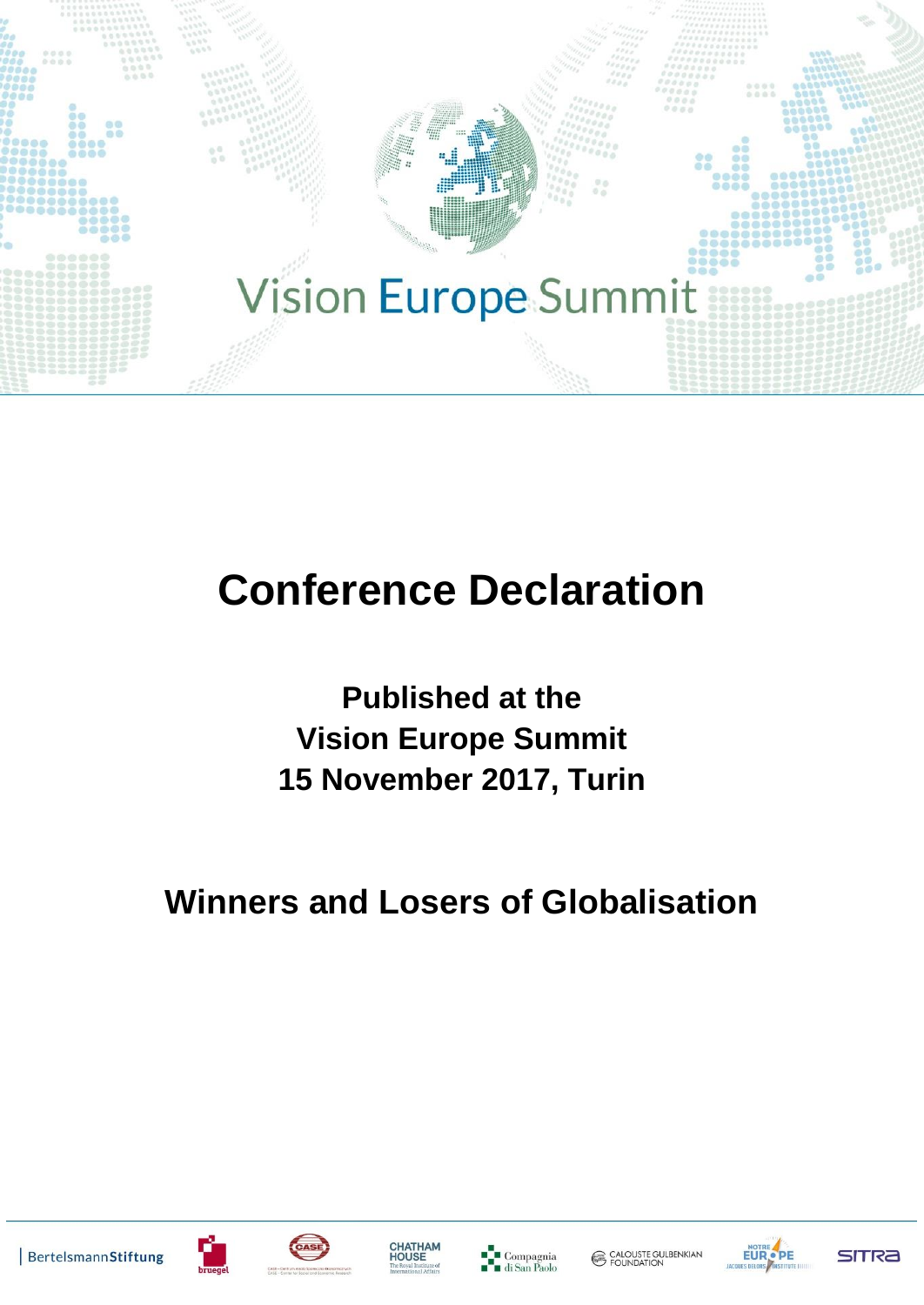# Vision Europe Summit

# Conference Declaration

**Published at the**
**Vision Europe Summit**
**15 November 2017, Turin**

## Winners and Losers of Globalisation

BertelsmannStiftung | bruegel | CASE | CHATHAM HOUSE | Compagnia di San Paolo | CALOUSTE GULBENKIAN FOUNDATION | NOTRE EUROPE JACQUES DELORS INSTITUTE | SITRA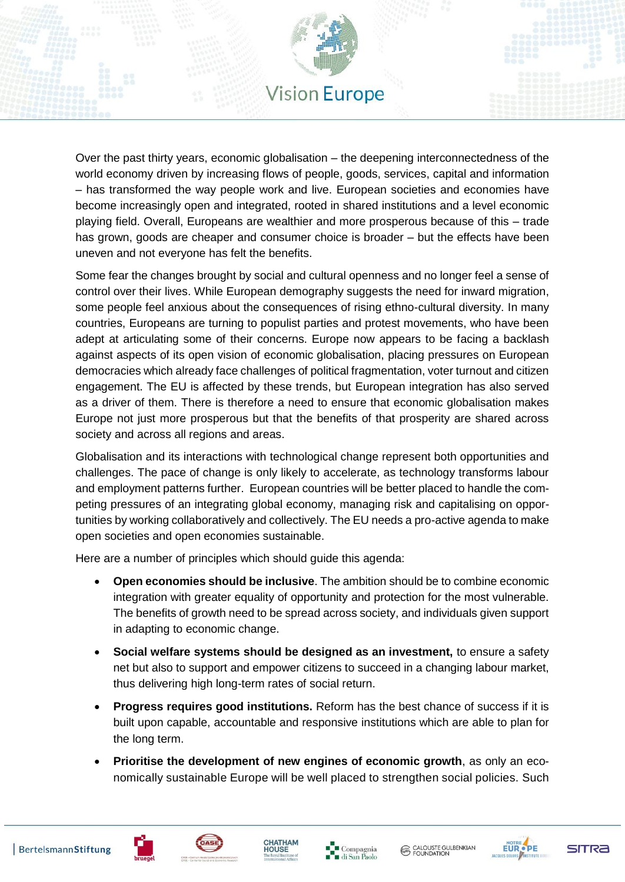Over the past thirty years, economic globalisation – the deepening interconnectedness of the world economy driven by increasing flows of people, goods, services, capital and information – has transformed the way people work and live. European societies and economies have become increasingly open and integrated, rooted in shared institutions and a level economic playing field. Overall, Europeans are wealthier and more prosperous because of this – trade has grown, goods are cheaper and consumer choice is broader – but the effects have been uneven and not everyone has felt the benefits.

Some fear the changes brought by social and cultural openness and no longer feel a sense of control over their lives. While European demography suggests the need for inward migration, some people feel anxious about the consequences of rising ethno-cultural diversity. In many countries, Europeans are turning to populist parties and protest movements, who have been adept at articulating some of their concerns. Europe now appears to be facing a backlash against aspects of its open vision of economic globalisation, placing pressures on European democracies which already face challenges of political fragmentation, voter turnout and citizen engagement. The EU is affected by these trends, but European integration has also served as a driver of them. There is therefore a need to ensure that economic globalisation makes Europe not just more prosperous but that the benefits of that prosperity are shared across society and across all regions and areas.

Globalisation and its interactions with technological change represent both opportunities and challenges. The pace of change is only likely to accelerate, as technology transforms labour and employment patterns further. European countries will be better placed to handle the competing pressures of an integrating global economy, managing risk and capitalising on opportunities by working collaboratively and collectively. The EU needs a pro-active agenda to make open societies and open economies sustainable.

Here are a number of principles which should guide this agenda:

- **Open economies should be inclusive**. The ambition should be to combine economic integration with greater equality of opportunity and protection for the most vulnerable. The benefits of growth need to be spread across society, and individuals given support in adapting to economic change.
- **Social welfare systems should be designed as an investment,** to ensure a safety net but also to support and empower citizens to succeed in a changing labour market, thus delivering high long-term rates of social return.
- **Progress requires good institutions.** Reform has the best chance of success if it is built upon capable, accountable and responsive institutions which are able to plan for the long term.
- **Prioritise the development of new engines of economic growth**, as only an economically sustainable Europe will be well placed to strengthen social policies. Such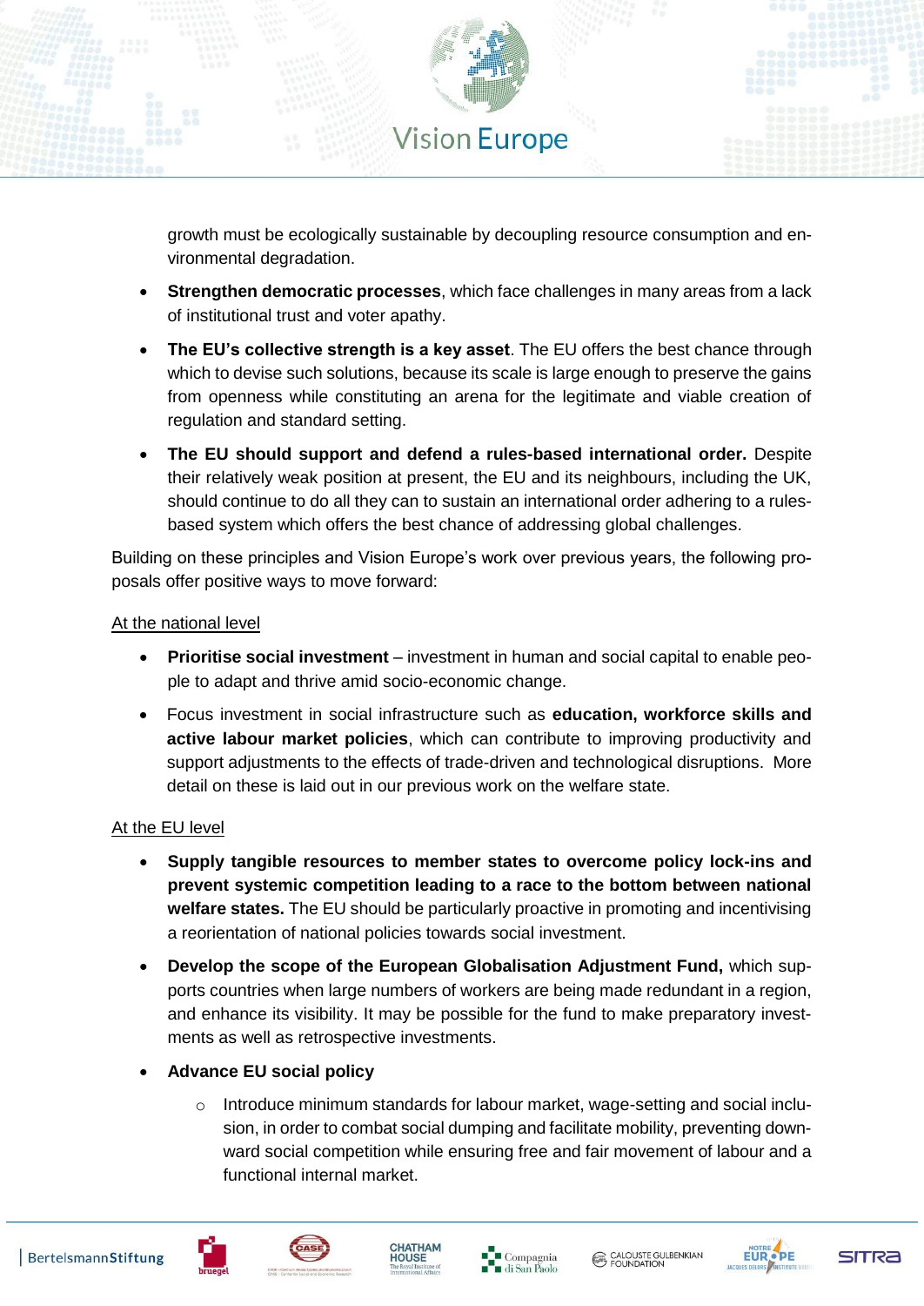growth must be ecologically sustainable by decoupling resource consumption and environmental degradation.

- **Strengthen democratic processes**, which face challenges in many areas from a lack of institutional trust and voter apathy.
- **The EU's collective strength is a key asset**. The EU offers the best chance through which to devise such solutions, because its scale is large enough to preserve the gains from openness while constituting an arena for the legitimate and viable creation of regulation and standard setting.
- **The EU should support and defend a rules-based international order.** Despite their relatively weak position at present, the EU and its neighbours, including the UK, should continue to do all they can to sustain an international order adhering to a rules-based system which offers the best chance of addressing global challenges.

Building on these principles and Vision Europe's work over previous years, the following proposals offer positive ways to move forward:

<u>At the national level</u>

- **Prioritise social investment** – investment in human and social capital to enable people to adapt and thrive amid socio-economic change.
- Focus investment in social infrastructure such as **education, workforce skills and active labour market policies**, which can contribute to improving productivity and support adjustments to the effects of trade-driven and technological disruptions. More detail on these is laid out in our previous work on the welfare state.

<u>At the EU level</u>

- **Supply tangible resources to member states to overcome policy lock-ins and prevent systemic competition leading to a race to the bottom between national welfare states.** The EU should be particularly proactive in promoting and incentivising a reorientation of national policies towards social investment.
- **Develop the scope of the European Globalisation Adjustment Fund,** which supports countries when large numbers of workers are being made redundant in a region, and enhance its visibility. It may be possible for the fund to make preparatory investments as well as retrospective investments.
- **Advance EU social policy**
  - Introduce minimum standards for labour market, wage-setting and social inclusion, in order to combat social dumping and facilitate mobility, preventing downward social competition while ensuring free and fair movement of labour and a functional internal market.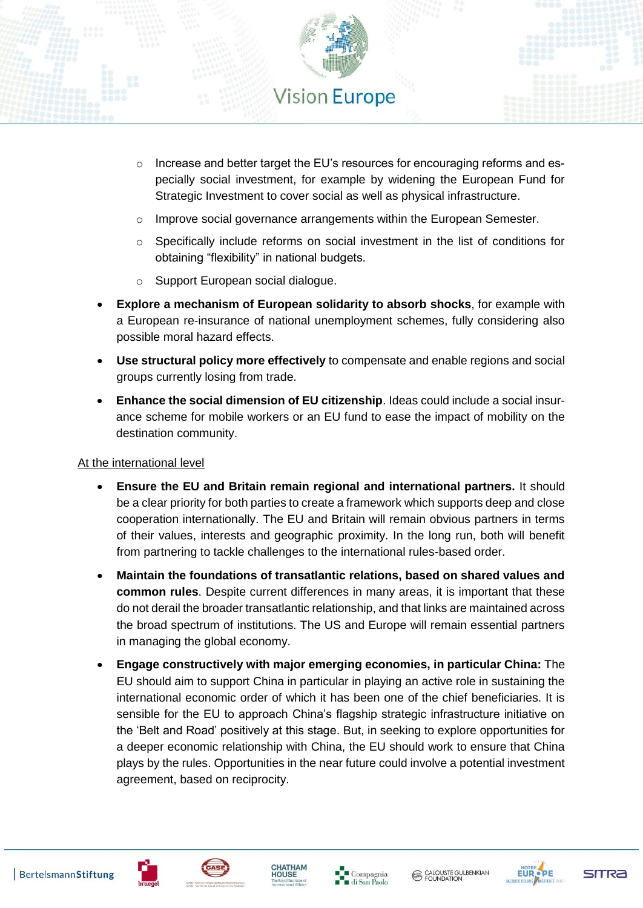- Increase and better target the EU's resources for encouraging reforms and especially social investment, for example by widening the European Fund for Strategic Investment to cover social as well as physical infrastructure.
  - Improve social governance arrangements within the European Semester.
  - Specifically include reforms on social investment in the list of conditions for obtaining "flexibility" in national budgets.
  - Support European social dialogue.

- **Explore a mechanism of European solidarity to absorb shocks**, for example with a European re-insurance of national unemployment schemes, fully considering also possible moral hazard effects.
- **Use structural policy more effectively** to compensate and enable regions and social groups currently losing from trade.
- **Enhance the social dimension of EU citizenship**. Ideas could include a social insurance scheme for mobile workers or an EU fund to ease the impact of mobility on the destination community.

At the international level

- **Ensure the EU and Britain remain regional and international partners.** It should be a clear priority for both parties to create a framework which supports deep and close cooperation internationally. The EU and Britain will remain obvious partners in terms of their values, interests and geographic proximity. In the long run, both will benefit from partnering to tackle challenges to the international rules-based order.
- **Maintain the foundations of transatlantic relations, based on shared values and common rules**. Despite current differences in many areas, it is important that these do not derail the broader transatlantic relationship, and that links are maintained across the broad spectrum of institutions. The US and Europe will remain essential partners in managing the global economy.
- **Engage constructively with major emerging economies, in particular China:** The EU should aim to support China in particular in playing an active role in sustaining the international economic order of which it has been one of the chief beneficiaries. It is sensible for the EU to approach China's flagship strategic infrastructure initiative on the 'Belt and Road' positively at this stage. But, in seeking to explore opportunities for a deeper economic relationship with China, the EU should work to ensure that China plays by the rules. Opportunities in the near future could involve a potential investment agreement, based on reciprocity.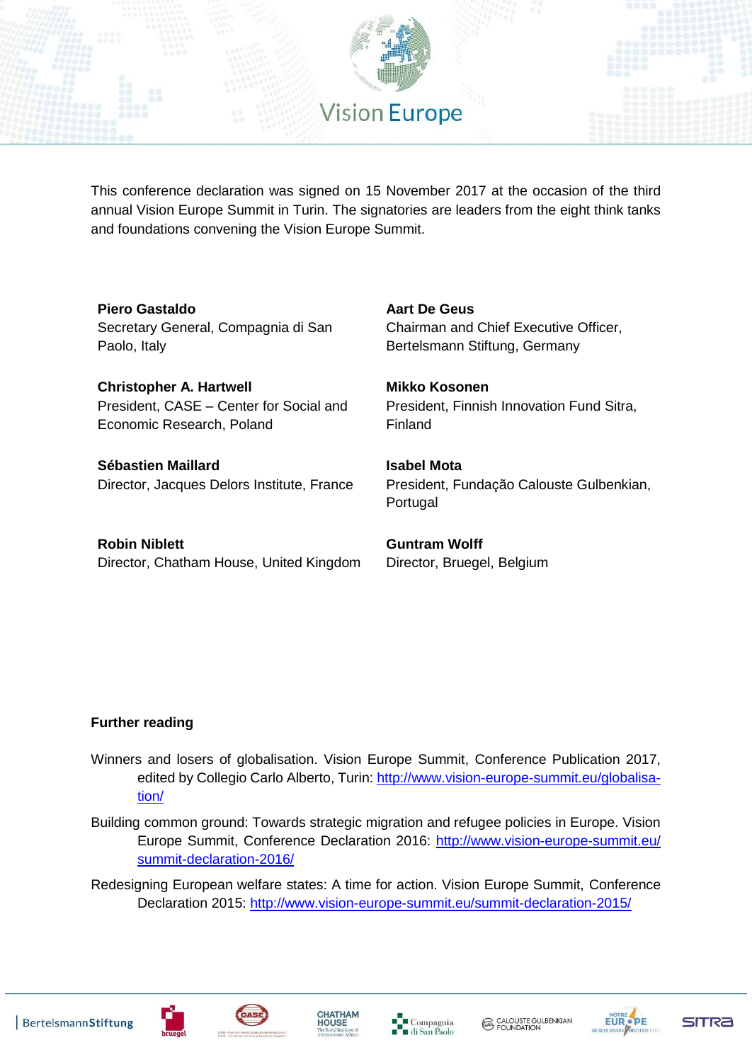This conference declaration was signed on 15 November 2017 at the occasion of the third annual Vision Europe Summit in Turin. The signatories are leaders from the eight think tanks and foundations convening the Vision Europe Summit.

**Piero Gastaldo**
Secretary General, Compagnia di San Paolo, Italy

**Aart De Geus**
Chairman and Chief Executive Officer, Bertelsmann Stiftung, Germany

**Christopher A. Hartwell**
President, CASE – Center for Social and Economic Research, Poland

**Mikko Kosonen**
President, Finnish Innovation Fund Sitra, Finland

**Sébastien Maillard**
Director, Jacques Delors Institute, France

**Isabel Mota**
President, Fundação Calouste Gulbenkian, Portugal

**Robin Niblett**
Director, Chatham House, United Kingdom

**Guntram Wolff**
Director, Bruegel, Belgium

**Further reading**

Winners and losers of globalisation. Vision Europe Summit, Conference Publication 2017, edited by Collegio Carlo Alberto, Turin: http://www.vision-europe-summit.eu/globalisation/

Building common ground: Towards strategic migration and refugee policies in Europe. Vision Europe Summit, Conference Declaration 2016: http://www.vision-europe-summit.eu/summit-declaration-2016/

Redesigning European welfare states: A time for action. Vision Europe Summit, Conference Declaration 2015: http://www.vision-europe-summit.eu/summit-declaration-2015/